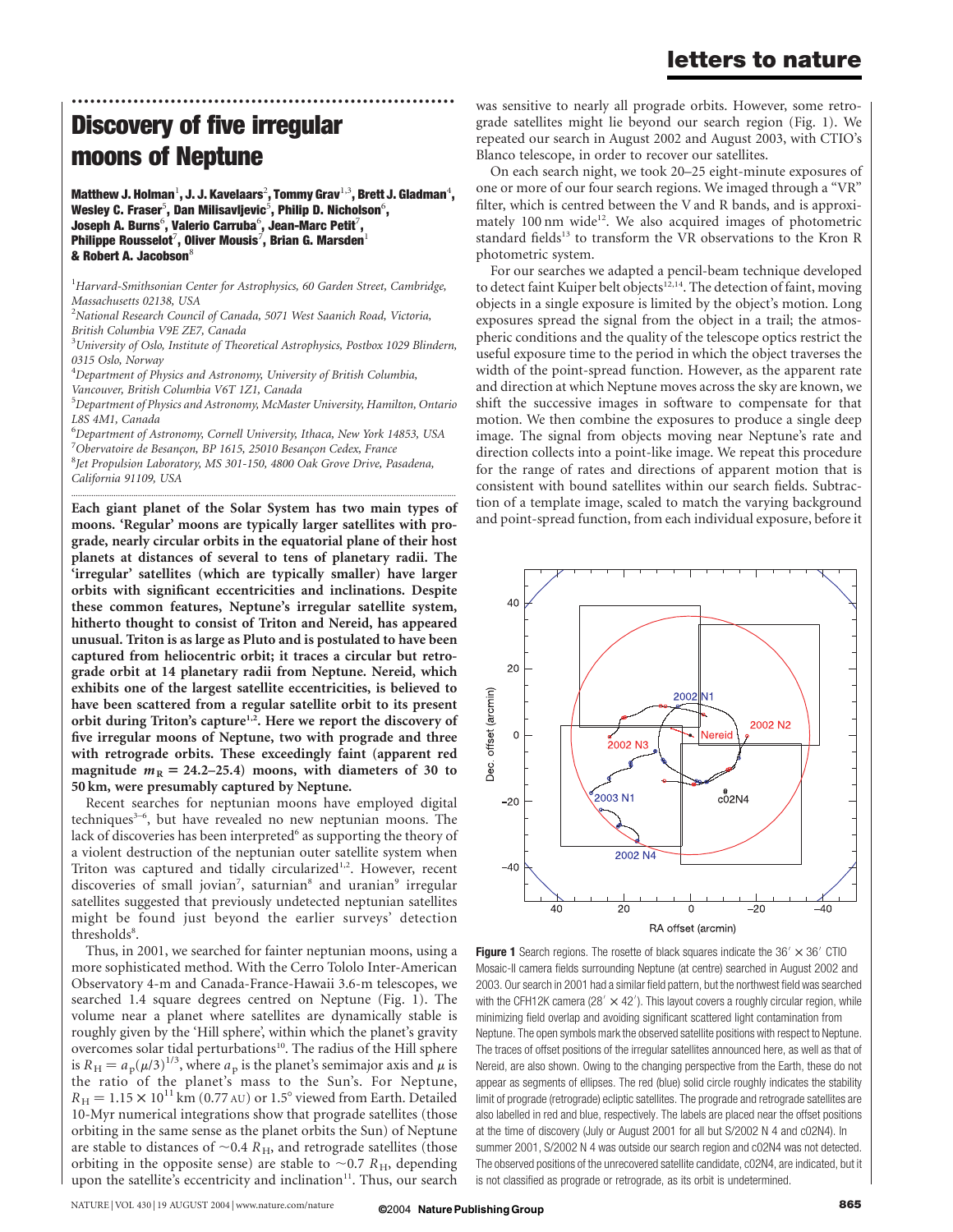# Discovery of five irregular moons of Neptune

**Matthew J. Holman**[1], **J. J. Kavelaars**[2], **Tommy Grav**[1,3], **Brett J. Gladman**[4], **Wesley C. Fraser**[5], **Dan Milisavljevic**[5], **Philip D. Nicholson**[6], **Joseph A. Burns**[6], **Valerio Carruba**[6], **Jean-Marc Petit**[7], **Philippe Rousselot**[7], **Oliver Mousis**[7], **Brian G. Marsden**[1] **& Robert A. Jacobson**[8]

[1]*Harvard-Smithsonian Center for Astrophysics, 60 Garden Street, Cambridge, Massachusetts 02138, USA*
[2]*National Research Council of Canada, 5071 West Saanich Road, Victoria, British Columbia V9E ZE7, Canada*
[3]*University of Oslo, Institute of Theoretical Astrophysics, Postbox 1029 Blindern, 0315 Oslo, Norway*
[4]*Department of Physics and Astronomy, University of British Columbia, Vancouver, British Columbia V6T 1Z1, Canada*
[5]*Department of Physics and Astronomy, McMaster University, Hamilton, Ontario L8S 4M1, Canada*
[6]*Department of Astronomy, Cornell University, Ithaca, New York 14853, USA*
[7]*Obervatoire de Besançon, BP 1615, 25010 Besançon Cedex, France*
[8]*Jet Propulsion Laboratory, MS 301-150, 4800 Oak Grove Drive, Pasadena, California 91109, USA*

**Each giant planet of the Solar System has two main types of moons. 'Regular' moons are typically larger satellites with prograde, nearly circular orbits in the equatorial plane of their host planets at distances of several to tens of planetary radii. The 'irregular' satellites (which are typically smaller) have larger orbits with significant eccentricities and inclinations. Despite these common features, Neptune's irregular satellite system, hitherto thought to consist of Triton and Nereid, has appeared unusual. Triton is as large as Pluto and is postulated to have been captured from heliocentric orbit; it traces a circular but retrograde orbit at 14 planetary radii from Neptune. Nereid, which exhibits one of the largest satellite eccentricities, is believed to have been scattered from a regular satellite orbit to its present orbit during Triton's capture[1,2]. Here we report the discovery of five irregular moons of Neptune, two with prograde and three with retrograde orbits. These exceedingly faint (apparent red magnitude $m_R = 24.2$–$25.4$) moons, with diameters of 30 to 50 km, were presumably captured by Neptune.**

Recent searches for neptunian moons have employed digital techniques[3–6], but have revealed no new neptunian moons. The lack of discoveries has been interpreted[6] as supporting the theory of a violent destruction of the neptunian outer satellite system when Triton was captured and tidally circularized[1,2]. However, recent discoveries of small jovian[7], saturnian[8] and uranian[9] irregular satellites suggested that previously undetected neptunian satellites might be found just beyond the earlier surveys' detection thresholds[8].

Thus, in 2001, we searched for fainter neptunian moons, using a more sophisticated method. With the Cerro Tololo Inter-American Observatory 4-m and Canada-France-Hawaii 3.6-m telescopes, we searched 1.4 square degrees centred on Neptune (Fig. 1). The volume near a planet where satellites are dynamically stable is roughly given by the 'Hill sphere', within which the planet's gravity overcomes solar tidal perturbations[10]. The radius of the Hill sphere is $R_H = a_p(\mu/3)^{1/3}$, where $a_p$ is the planet's semimajor axis and $\mu$ is the ratio of the planet's mass to the Sun's. For Neptune, $R_H = 1.15 \times 10^{11}$ km (0.77 AU) or 1.5° viewed from Earth. Detailed 10-Myr numerical integrations show that prograde satellites (those orbiting in the same sense as the planet orbits the Sun) of Neptune are stable to distances of ~0.4 $R_H$, and retrograde satellites (those orbiting in the opposite sense) are stable to ~0.7 $R_H$, depending upon the satellite's eccentricity and inclination[11]. Thus, our search was sensitive to nearly all prograde orbits. However, some retrograde satellites might lie beyond our search region (Fig. 1). We repeated our search in August 2002 and August 2003, with CTIO's Blanco telescope, in order to recover our satellites.

On each search night, we took 20–25 eight-minute exposures of one or more of our four search regions. We imaged through a "VR" filter, which is centred between the V and R bands, and is approximately 100 nm wide[12]. We also acquired images of photometric standard fields[13] to transform the VR observations to the Kron R photometric system.

For our searches we adapted a pencil-beam technique developed to detect faint Kuiper belt objects[12,14]. The detection of faint, moving objects in a single exposure is limited by the object's motion. Long exposures spread the signal from the object in a trail; the atmospheric conditions and the quality of the telescope optics restrict the useful exposure time to the period in which the object traverses the width of the point-spread function. However, as the apparent rate and direction at which Neptune moves across the sky are known, we shift the successive images in software to compensate for that motion. We then combine the exposures to produce a single deep image. The signal from objects moving near Neptune's rate and direction collects into a point-like image. We repeat this procedure for the range of rates and directions of apparent motion that is consistent with bound satellites within our search fields. Subtraction of a template image, scaled to match the varying background and point-spread function, from each individual exposure, before it

**Figure 1** Search regions. The rosette of black squares indicate the 36′ × 36′ CTIO Mosaic-II camera fields surrounding Neptune (at centre) searched in August 2002 and 2003. Our search in 2001 had a similar field pattern, but the northwest field was searched with the CFH12K camera (28′ × 42′). This layout covers a roughly circular region, while minimizing field overlap and avoiding significant scattered light contamination from Neptune. The open symbols mark the observed satellite positions with respect to Neptune. The traces of offset positions of the irregular satellites announced here, as well as that of Nereid, are also shown. Owing to the changing perspective from the Earth, these do not appear as segments of ellipses. The red (blue) solid circle roughly indicates the stability limit of prograde (retrograde) ecliptic satellites. The prograde and retrograde satellites are also labelled in red and blue, respectively. The labels are placed near the offset positions at the time of discovery (July or August 2001 for all but S/2002 N 4 and c02N4). In summer 2001, S/2002 N 4 was outside our search region and c02N4 was not detected. The observed positions of the unrecovered satellite candidate, c02N4, are indicated, but it is not classified as prograde or retrograde, as its orbit is undetermined.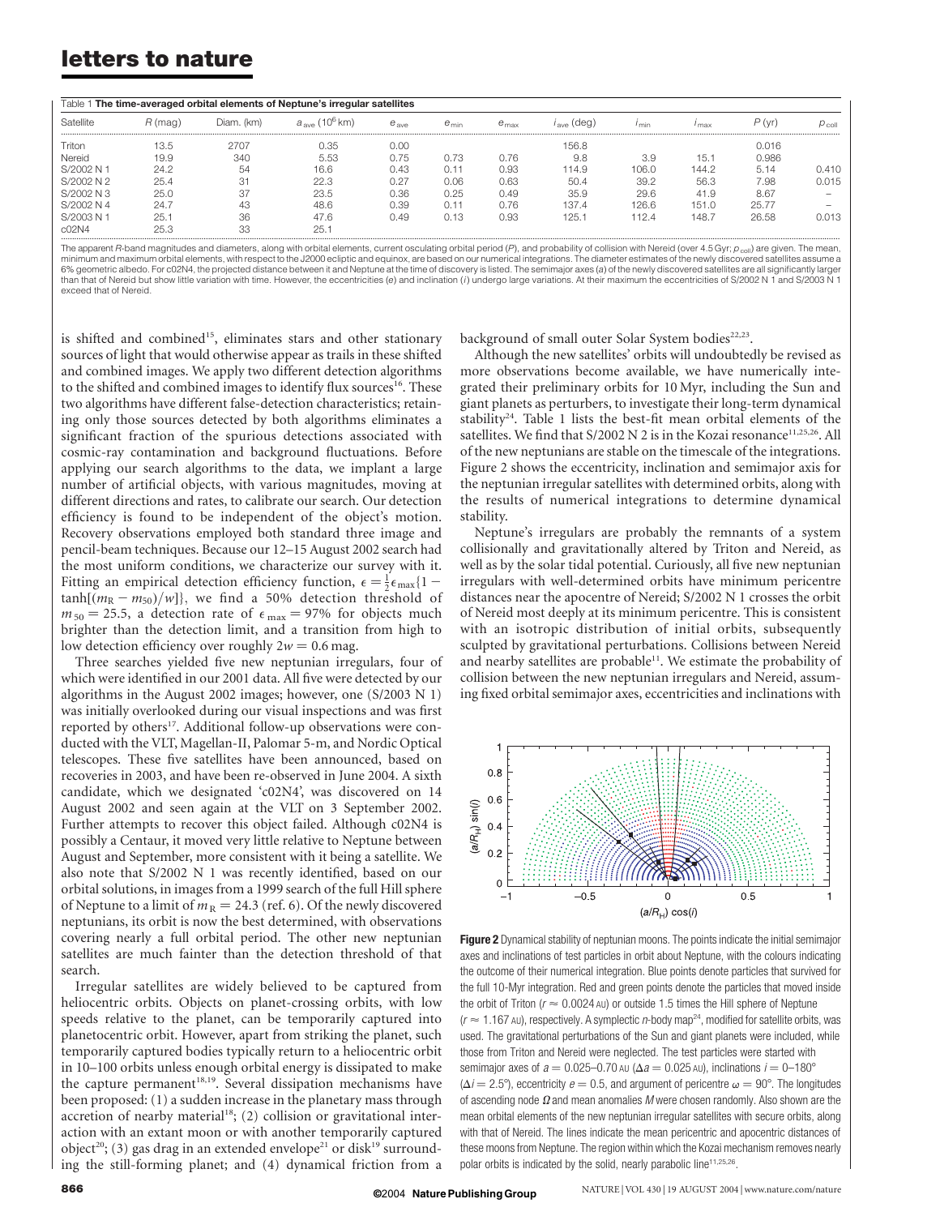Table 1 **The time-averaged orbital elements of Neptune's irregular satellites**

| Satellite | $R$ (mag) | Diam. (km) | $a_{\rm ave}$ ($10^6$ km) | $e_{\rm ave}$ | $e_{\rm min}$ | $e_{\rm max}$ | $i_{\rm ave}$ (deg) | $i_{\rm min}$ | $i_{\rm max}$ | $P$ (yr) | $p_{\rm coll}$ |
|---|---|---|---|---|---|---|---|---|---|---|---|
| Triton | 13.5 | 2707 | 0.35 | 0.00 | | | 156.8 | | | 0.016 | |
| Nereid | 19.9 | 340 | 5.53 | 0.75 | 0.73 | 0.76 | 9.8 | 3.9 | 15.1 | 0.986 | |
| S/2002 N 1 | 24.2 | 54 | 16.6 | 0.43 | 0.11 | 0.93 | 114.9 | 106.0 | 144.2 | 5.14 | 0.410 |
| S/2002 N 2 | 25.4 | 31 | 22.3 | 0.27 | 0.06 | 0.63 | 50.4 | 39.2 | 56.3 | 7.98 | 0.015 |
| S/2002 N 3 | 25.0 | 37 | 23.5 | 0.36 | 0.25 | 0.49 | 35.9 | 29.6 | 41.9 | 8.67 | – |
| S/2002 N 4 | 24.7 | 43 | 48.6 | 0.39 | 0.11 | 0.76 | 137.4 | 126.6 | 151.0 | 25.77 | – |
| S/2003 N 1 | 25.1 | 36 | 47.6 | 0.49 | 0.13 | 0.93 | 125.1 | 112.4 | 148.7 | 26.58 | 0.013 |
| c02N4 | 25.3 | 33 | 25.1 | | | | | | | | |

The apparent $R$-band magnitudes and diameters, along with orbital elements, current osculating orbital period ($P$), and probability of collision with Nereid (over 4.5 Gyr; $p_{\rm coll}$) are given. The mean, minimum and maximum orbital elements, with respect to the J2000 ecliptic and equinox, are based on our numerical integrations. The diameter estimates of the newly discovered satellites assume a 6% geometric albedo. For c02N4, the projected distance between it and Neptune at the time of discovery is listed. The semimajor axes ($a$) of the newly discovered satellites are all significantly larger than that of Nereid but show little variation with time. However, the eccentricities ($e$) and inclination ($i$) undergo large variations. At their maximum the eccentricities of S/2002 N 1 and S/2003 N 1 exceed that of Nereid.

is shifted and combined[15], eliminates stars and other stationary sources of light that would otherwise appear as trails in these shifted and combined images. We apply two different detection algorithms to the shifted and combined images to identify flux sources[16]. These two algorithms have different false-detection characteristics; retaining only those sources detected by both algorithms eliminates a significant fraction of the spurious detections associated with cosmic-ray contamination and background fluctuations. Before applying our search algorithms to the data, we implant a large number of artificial objects, with various magnitudes, moving at different directions and rates, to calibrate our search. Our detection efficiency is found to be independent of the object's motion. Recovery observations employed both standard three image and pencil-beam techniques. Because our 12–15 August 2002 search had the most uniform conditions, we characterize our survey with it. Fitting an empirical detection efficiency function, $\epsilon = \frac{1}{2}\epsilon_{\rm max}\{1 - \tanh[(m_{\rm R} - m_{50})/w]\}$, we find a 50% detection threshold of $m_{50} = 25.5$, a detection rate of $\epsilon_{\rm max} = 97\%$ for objects much brighter than the detection limit, and a transition from high to low detection efficiency over roughly $2w = 0.6$ mag.

Three searches yielded five new neptunian irregulars, four of which were identified in our 2001 data. All five were detected by our algorithms in the August 2002 images; however, one (S/2003 N 1) was initially overlooked during our visual inspections and was first reported by others[17]. Additional follow-up observations were conducted with the VLT, Magellan-II, Palomar 5-m, and Nordic Optical telescopes. These five satellites have been announced, based on recoveries in 2003, and have been re-observed in June 2004. A sixth candidate, which we designated 'c02N4', was discovered on 14 August 2002 and seen again at the VLT on 3 September 2002. Further attempts to recover this object failed. Although c02N4 is possibly a Centaur, it moved very little relative to Neptune between August and September, more consistent with it being a satellite. We also note that S/2002 N 1 was recently identified, based on our orbital solutions, in images from a 1999 search of the full Hill sphere of Neptune to a limit of $m_{\rm R} = 24.3$ (ref. 6). Of the newly discovered neptunians, its orbit is now the best determined, with observations covering nearly a full orbital period. The other new neptunian satellites are much fainter than the detection threshold of that search.

Irregular satellites are widely believed to be captured from heliocentric orbits. Objects on planet-crossing orbits, with low speeds relative to the planet, can be temporarily captured into planetocentric orbit. However, apart from striking the planet, such temporarily captured bodies typically return to a heliocentric orbit in 10–100 orbits unless enough orbital energy is dissipated to make the capture permanent[18,19]. Several dissipation mechanisms have been proposed: (1) a sudden increase in the planetary mass through accretion of nearby material[18]; (2) collision or gravitational interaction with an extant moon or with another temporarily captured object[20]; (3) gas drag in an extended envelope[21] or disk[19] surrounding the still-forming planet; and (4) dynamical friction from a background of small outer Solar System bodies[22,23].

Although the new satellites' orbits will undoubtedly be revised as more observations become available, we have numerically integrated their preliminary orbits for 10 Myr, including the Sun and giant planets as perturbers, to investigate their long-term dynamical stability[24]. Table 1 lists the best-fit mean orbital elements of the satellites. We find that S/2002 N 2 is in the Kozai resonance[11,25,26]. All of the new neptunians are stable on the timescale of the integrations. Figure 2 shows the eccentricity, inclination and semimajor axis for the neptunian irregular satellites with determined orbits, along with the results of numerical integrations to determine dynamical stability.

Neptune's irregulars are probably the remnants of a system collisionally and gravitationally altered by Triton and Nereid, as well as by the solar tidal potential. Curiously, all five new neptunian irregulars with well-determined orbits have minimum pericentre distances near the apocentre of Nereid; S/2002 N 1 crosses the orbit of Nereid most deeply at its minimum pericentre. This is consistent with an isotropic distribution of initial orbits, subsequently sculpted by gravitational perturbations. Collisions between Nereid and nearby satellites are probable[11]. We estimate the probability of collision between the new neptunian irregulars and Nereid, assuming fixed orbital semimajor axes, eccentricities and inclinations with

**Figure 2** Dynamical stability of neptunian moons. The points indicate the initial semimajor axes and inclinations of test particles in orbit about Neptune, with the colours indicating the outcome of their numerical integration. Blue points denote particles that survived for the full 10-Myr integration. Red and green points denote the particles that moved inside the orbit of Triton ($r \approx 0.0024$ AU) or outside 1.5 times the Hill sphere of Neptune ($r \approx 1.167$ AU), respectively. A symplectic $n$-body map[24], modified for satellite orbits, was used. The gravitational perturbations of the Sun and giant planets were included, while those from Triton and Nereid were neglected. The test particles were started with semimajor axes of $a = 0.025$–$0.70$ AU ($\Delta a = 0.025$ AU), inclinations $i = 0$–$180°$ ($\Delta i = 2.5°$), eccentricity $e = 0.5$, and argument of pericentre $\omega = 90°$. The longitudes of ascending node $\Omega$ and mean anomalies $M$ were chosen randomly. Also shown are the mean orbital elements of the new neptunian irregular satellites with secure orbits, along with that of Nereid. The lines indicate the mean pericentric and apocentric distances of these moons from Neptune. The region within which the Kozai mechanism removes nearly polar orbits is indicated by the solid, nearly parabolic line[11,25,26].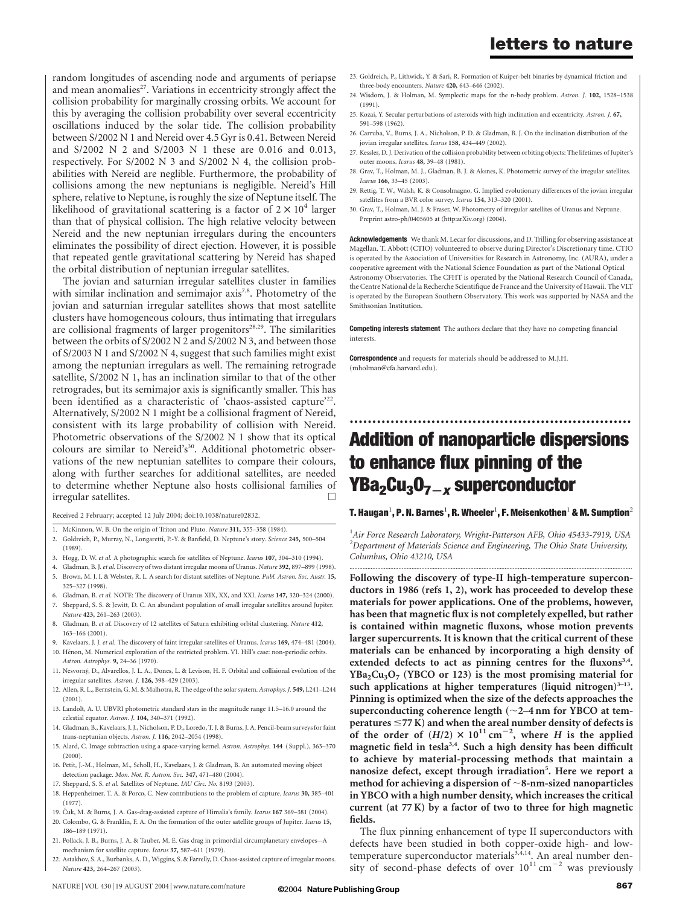random longitudes of ascending node and arguments of periapse and mean anomalies[27]. Variations in eccentricity strongly affect the collision probability for marginally crossing orbits. We account for this by averaging the collision probability over several eccentricity oscillations induced by the solar tide. The collision probability between S/2002 N 1 and Nereid over 4.5 Gyr is 0.41. Between Nereid and S/2002 N 2 and S/2003 N 1 these are 0.016 and 0.013, respectively. For S/2002 N 3 and S/2002 N 4, the collision probabilities with Nereid are neglible. Furthermore, the probability of collisions among the new neptunians is negligible. Nereid's Hill sphere, relative to Neptune, is roughly the size of Neptune itself. The likelihood of gravitational scattering is a factor of $2 \times 10^4$ larger than that of physical collision. The high relative velocity between Nereid and the new neptunian irregulars during the encounters eliminates the possibility of direct ejection. However, it is possible that repeated gentle gravitational scattering by Nereid has shaped the orbital distribution of neptunian irregular satellites.

The jovian and saturnian irregular satellites cluster in families with similar inclination and semimajor axis[7,8]. Photometry of the jovian and saturnian irregular satellites shows that most satellite clusters have homogeneous colours, thus intimating that irregulars are collisional fragments of larger progenitors[28,29]. The similarities between the orbits of S/2002 N 2 and S/2002 N 3, and between those of S/2003 N 1 and S/2002 N 4, suggest that such families might exist among the neptunian irregulars as well. The remaining retrograde satellite, S/2002 N 1, has an inclination similar to that of the other retrogrades, but its semimajor axis is significantly smaller. This has been identified as a characteristic of 'chaos-assisted capture'[22]. Alternatively, S/2002 N 1 might be a collisional fragment of Nereid, consistent with its large probability of collision with Nereid. Photometric observations of the S/2002 N 1 show that its optical colours are similar to Nereid's[30]. Additional photometric observations of the new neptunian satellites to compare their colours, along with further searches for additional satellites, are needed to determine whether Neptune also hosts collisional families of irregular satellites. □

Received 2 February; accepted 12 July 2004; doi:10.1038/nature02832.

1. McKinnon, W. B. On the origin of Triton and Pluto. *Nature* **311,** 355–358 (1984).
2. Goldreich, P., Murray, N., Longaretti, P.-Y. & Banfield, D. Neptune's story. *Science* **245,** 500–504 (1989).
3. Hogg, D. W. *et al.* A photographic search for satellites of Neptune. *Icarus* **107,** 304–310 (1994).
4. Gladman, B. J. *et al.* Discovery of two distant irregular moons of Uranus. *Nature* **392,** 897–899 (1998).
5. Brown, M. J. I. & Webster, R. L. A search for distant satellites of Neptune. *Publ. Astron. Soc. Austr.* **15,** 325–327 (1998).
6. Gladman, B. *et al.* NOTE: The discovery of Uranus XIX, XX, and XXI. *Icarus* **147,** 320–324 (2000).
7. Sheppard, S. S. & Jewitt, D. C. An abundant population of small irregular satellites around Jupiter. *Nature* **423,** 261–263 (2003).
8. Gladman, B. *et al.* Discovery of 12 satellites of Saturn exhibiting orbital clustering. *Nature* **412,** 163–166 (2001).
9. Kavelaars, J. J. *et al.* The discovery of faint irregular satellites of Uranus. *Icarus* **169,** 474–481 (2004).
10. Hénon, M. Numerical exploration of the restricted problem. VI. Hill's case: non-periodic orbits. *Astron. Astrophys.* **9,** 24–36 (1970).
11. Nesvorný, D., Alvarellos, J. L. A., Dones, L. & Levison, H. F. Orbital and collisional evolution of the irregular satellites. *Astron. J.* **126,** 398–429 (2003).
12. Allen, R. L., Bernstein, G. M. & Malhotra, R. The edge of the solar system. *Astrophys. J.* **549,** L241–L244 (2001).
13. Landolt, A. U. UBVRI photometric standard stars in the magnitude range 11.5–16.0 around the celestial equator. *Astron. J.* **104,** 340–371 (1992).
14. Gladman, B., Kavelaars, J. J., Nicholson, P. D., Loredo, T. J. & Burns, J. A. Pencil-beam surveys for faint trans-neptunian objects. *Astron. J.* **116,** 2042–2054 (1998).
15. Alard, C. Image subtraction using a space-varying kernel. *Astron. Astrophys.* **144** (Suppl.), 363–370 (2000).
16. Petit, J.-M., Holman, M., Scholl, H., Kavelaars, J. & Gladman, B. An automated moving object detection package. *Mon. Not. R. Astron. Soc.* **347,** 471–480 (2004).
17. Sheppard, S. S. *et al.* Satellites of Neptune. *IAU Circ. No.* 8193 (2003).
18. Heppenheimer, T. A. & Porco, C. New contributions to the problem of capture. *Icarus* **30,** 385–401 (1977).
19. Ćuk, M. & Burns, J. A. Gas-drag-assisted capture of Himalia's family. *Icarus* **167** 369–381 (2004).
20. Colombo, G. & Franklin, F. A. On the formation of the outer satellite groups of Jupiter. *Icarus* **15,** 186–189 (1971).
21. Pollack, J. B., Burns, J. A. & Tauber, M. E. Gas drag in primordial circumplanetary envelopes—A mechanism for satellite capture. *Icarus* **37,** 587–611 (1979).
22. Astakhov, S. A., Burbanks, A. D., Wiggins, S. & Farrelly, D. Chaos-assisted capture of irregular moons. *Nature* **423,** 264–267 (2003).
23. Goldreich, P., Lithwick, Y. & Sari, R. Formation of Kuiper-belt binaries by dynamical friction and three-body encounters. *Nature* **420,** 643–646 (2002).
24. Wisdom, J. & Holman, M. Symplectic maps for the n-body problem. *Astron. J.* **102,** 1528–1538 (1991).
25. Kozai, Y. Secular perturbations of asteroids with high inclination and eccentricity. *Astron. J.* **67,** 591–598 (1962).
26. Carruba, V., Burns, J. A., Nicholson, P. D. & Gladman, B. J. On the inclination distribution of the jovian irregular satellites. *Icarus* **158,** 434–449 (2002).
27. Kessler, D. J. Derivation of the collision probability between orbiting objects: The lifetimes of Jupiter's outer moons. *Icarus* **48,** 39–48 (1981).
28. Grav, T., Holman, M. J., Gladman, B. J. & Aksnes, K. Photometric survey of the irregular satellites. *Icarus* **166,** 33–45 (2003).
29. Rettig, T. W., Walsh, K. & Consolmagno, G. Implied evolutionary differences of the jovian irregular satellites from a BVR color survey. *Icarus* **154,** 313–320 (2001).
30. Grav, T., Holman, M. J. & Fraser, W. Photometry of irregular satellites of Uranus and Neptune. Preprint astro-ph/0405605 at ⟨http:arXiv.org⟩ (2004).

**Acknowledgements** We thank M. Lecar for discussions, and D. Trilling for observing assistance at Magellan. T. Abbott (CTIO) volunteered to observe during Director's Discretionary time. CTIO is operated by the Association of Universities for Research in Astronomy, Inc. (AURA), under a cooperative agreement with the National Science Foundation as part of the National Optical Astronomy Observatories. The CFHT is operated by the National Research Council of Canada, the Centre National de la Recherche Scientifique de France and the University of Hawaii. The VLT is operated by the European Southern Observatory. This work was supported by NASA and the Smithsonian Institution.

**Competing interests statement** The authors declare that they have no competing financial interests.

**Correspondence** and requests for materials should be addressed to M.J.H. (mholman@cfa.harvard.edu).

# Addition of nanoparticle dispersions to enhance flux pinning of the $YBa_2Cu_3O_{7-x}$ superconductor

**T. Haugan[1], P. N. Barnes[1], R. Wheeler[1], F. Meisenkothen[1] & M. Sumption[2]**

[1] *Air Force Research Laboratory, Wright-Patterson AFB, Ohio 45433-7919, USA*
[2] *Department of Materials Science and Engineering, The Ohio State University, Columbus, Ohio 43210, USA*

**Following the discovery of type-II high-temperature superconductors in 1986 (refs 1, 2), work has proceeded to develop these materials for power applications. One of the problems, however, has been that magnetic flux is not completely expelled, but rather is contained within magnetic fluxons, whose motion prevents larger supercurrents. It is known that the critical current of these materials can be enhanced by incorporating a high density of extended defects to act as pinning centres for the fluxons[3,4]. $YBa_2Cu_3O_7$ (YBCO or 123) is the most promising material for such applications at higher temperatures (liquid nitrogen)[3–13]. Pinning is optimized when the size of the defects approaches the superconducting coherence length (~2–4 nm for YBCO at temperatures ≤77 K) and when the areal number density of defects is of the order of $(H/2) \times 10^{11}\,\mathrm{cm}^{-2}$, where $H$ is the applied magnetic field in tesla[3,4]. Such a high density has been difficult to achieve by material-processing methods that maintain a nanosize defect, except through irradiation[5]. Here we report a method for achieving a dispersion of ~8-nm-sized nanoparticles in YBCO with a high number density, which increases the critical current (at 77 K) by a factor of two to three for high magnetic fields.**

The flux pinning enhancement of type II superconductors with defects have been studied in both copper-oxide high- and low-temperature superconductor materials[3,4,14]. An areal number density of second-phase defects of over $10^{11}\,\mathrm{cm}^{-2}$ was previously